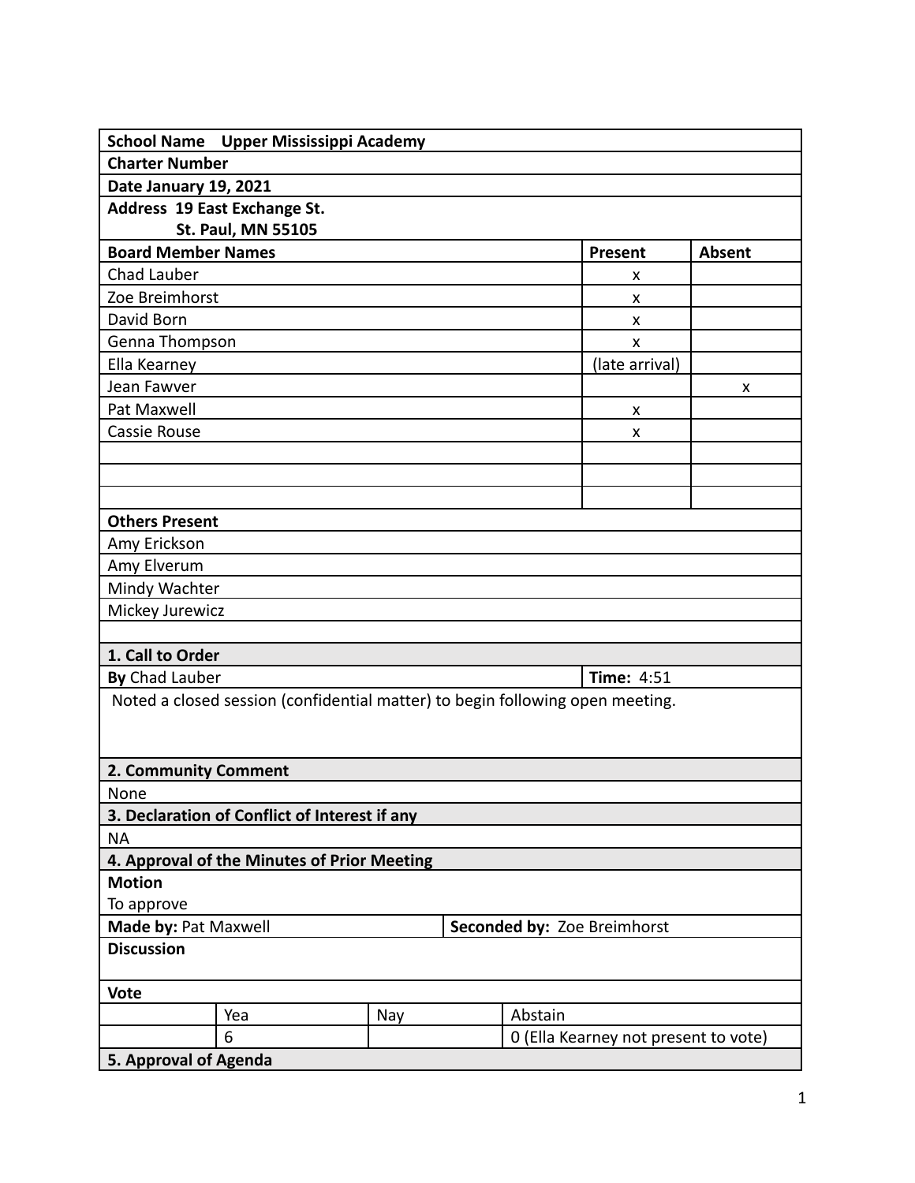| **School Name** | **Upper Mississippi Academy** | |
|---|---|---|
| **Charter Number** | | |
| **Date January 19, 2021** | | |
| **Address 19 East Exchange St. St. Paul, MN 55105** | | |
| **Board Member Names** | **Present** | **Absent** |
| Chad Lauber | x | |
| Zoe Breimhorst | x | |
| David Born | x | |
| Genna Thompson | x | |
| Ella Kearney | (late arrival) | |
| Jean Fawver | | x |
| Pat Maxwell | x | |
| Cassie Rouse | x | |
| | | |
| | | |
| | | |
| **Others Present** | | |
| Amy Erickson | | |
| Amy Elverum | | |
| Mindy Wachter | | |
| Mickey Jurewicz | | |

**1. Call to Order**

| **By** Chad Lauber | **Time:** 4:51 |
|---|---|

Noted a closed session (confidential matter) to begin following open meeting.

**2. Community Comment**

None

**3. Declaration of Conflict of Interest if any**

NA

**4. Approval of the Minutes of Prior Meeting**

**Motion**

To approve

| **Made by:** Pat Maxwell | **Seconded by:** Zoe Breimhorst |
|---|---|

**Discussion**

**Vote**

| | Yea | Nay | Abstain |
|---|---|---|---|
| | 6 | | 0 (Ella Kearney not present to vote) |

**5. Approval of Agenda**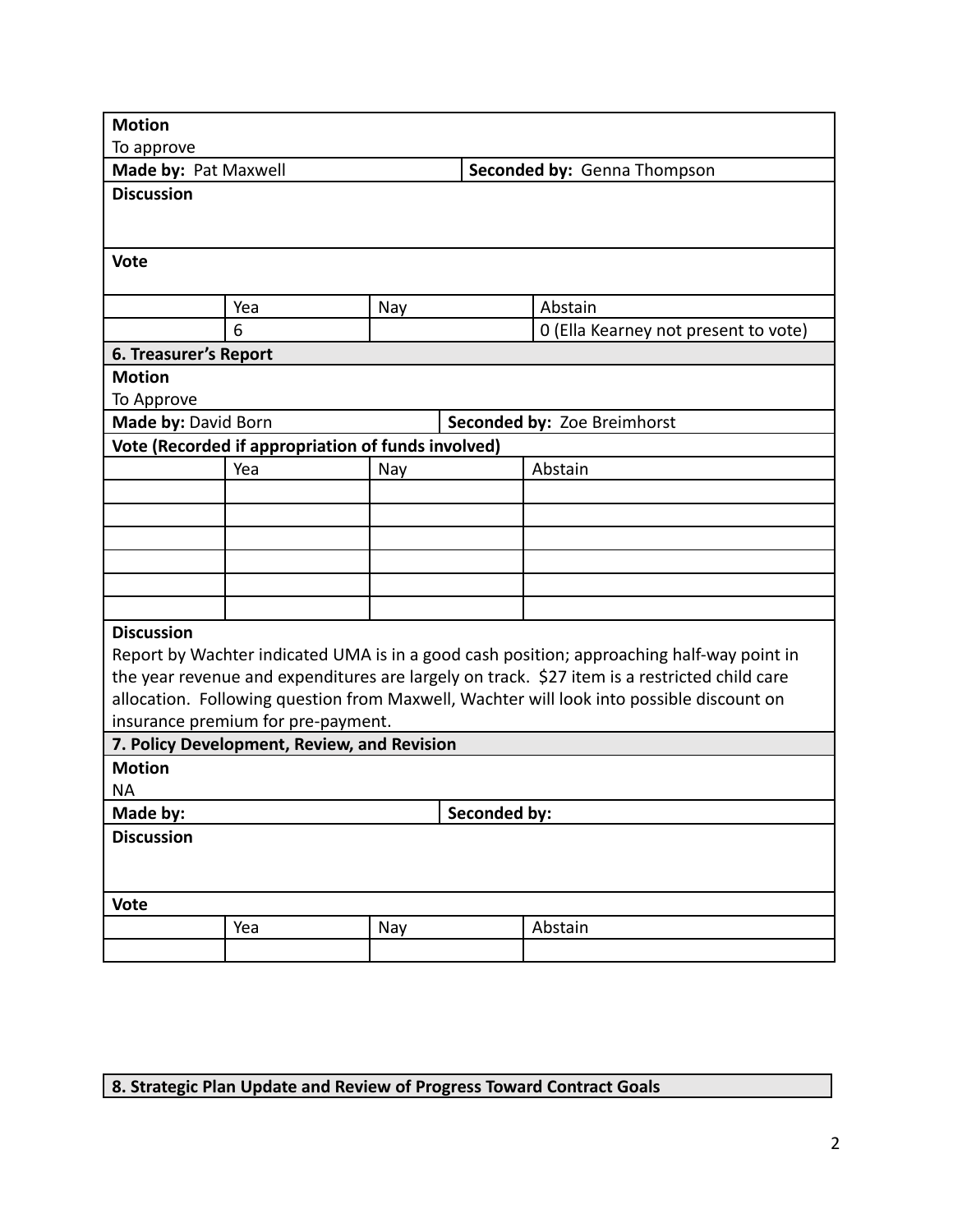| **Motion** | | | |
|---|---|---|---|
| To approve | | | |
| **Made by:** Pat Maxwell | | **Seconded by:** Genna Thompson | |
| **Discussion** | | | |
| **Vote** | | | |
| | Yea | Nay | Abstain |
| | 6 | | 0 (Ella Kearney not present to vote) |

## 6. Treasurer's Report

| **Motion** | | | |
|---|---|---|---|
| To Approve | | | |
| **Made by:** David Born | | **Seconded by:** Zoe Breimhorst | |
| **Vote (Recorded if appropriation of funds involved)** | | | |
| | Yea | Nay | Abstain |
| | | | |
| | | | |
| | | | |
| | | | |
| | | | |
| | | | |

**Discussion**

Report by Wachter indicated UMA is in a good cash position; approaching half-way point in the year revenue and expenditures are largely on track. $27 item is a restricted child care allocation. Following question from Maxwell, Wachter will look into possible discount on insurance premium for pre-payment.

## 7. Policy Development, Review, and Revision

| **Motion** | | | |
|---|---|---|---|
| NA | | | |
| **Made by:** | | **Seconded by:** | |
| **Discussion** | | | |
| **Vote** | | | |
| | Yea | Nay | Abstain |
| | | | |

## 8. Strategic Plan Update and Review of Progress Toward Contract Goals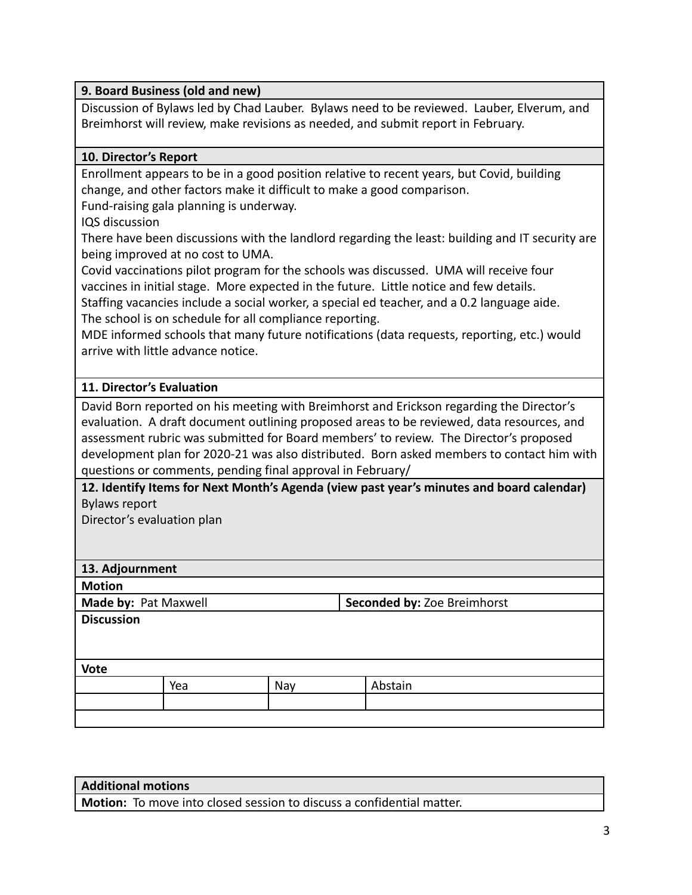| 9. Board Business (old and new) |
|---|
| Discussion of Bylaws led by Chad Lauber. Bylaws need to be reviewed. Lauber, Elverum, and Breimhorst will review, make revisions as needed, and submit report in February. |

| 10. Director's Report |
|---|
| Enrollment appears to be in a good position relative to recent years, but Covid, building change, and other factors make it difficult to make a good comparison.<br>Fund-raising gala planning is underway.<br>IQS discussion<br>There have been discussions with the landlord regarding the least: building and IT security are being improved at no cost to UMA.<br>Covid vaccinations pilot program for the schools was discussed. UMA will receive four vaccines in initial stage. More expected in the future. Little notice and few details.<br>Staffing vacancies include a social worker, a special ed teacher, and a 0.2 language aide.<br>The school is on schedule for all compliance reporting.<br>MDE informed schools that many future notifications (data requests, reporting, etc.) would arrive with little advance notice. |

| 11. Director's Evaluation |
|---|
| David Born reported on his meeting with Breimhorst and Erickson regarding the Director's evaluation. A draft document outlining proposed areas to be reviewed, data resources, and assessment rubric was submitted for Board members' to review. The Director's proposed development plan for 2020-21 was also distributed. Born asked members to contact him with questions or comments, pending final approval in February/ |

| 12. Identify Items for Next Month's Agenda (view past year's minutes and board calendar) |
|---|
| Bylaws report<br>Director's evaluation plan |

| 13. Adjournment | | | |
|---|---|---|---|
| **Motion** | | | |
| **Made by:** Pat Maxwell | | **Seconded by:** Zoe Breimhorst | |
| **Discussion** | | | |
| **Vote** | | | |
| | Yea | Nay | Abstain |
| | | | |

| Additional motions |
|---|
| **Motion:** To move into closed session to discuss a confidential matter. |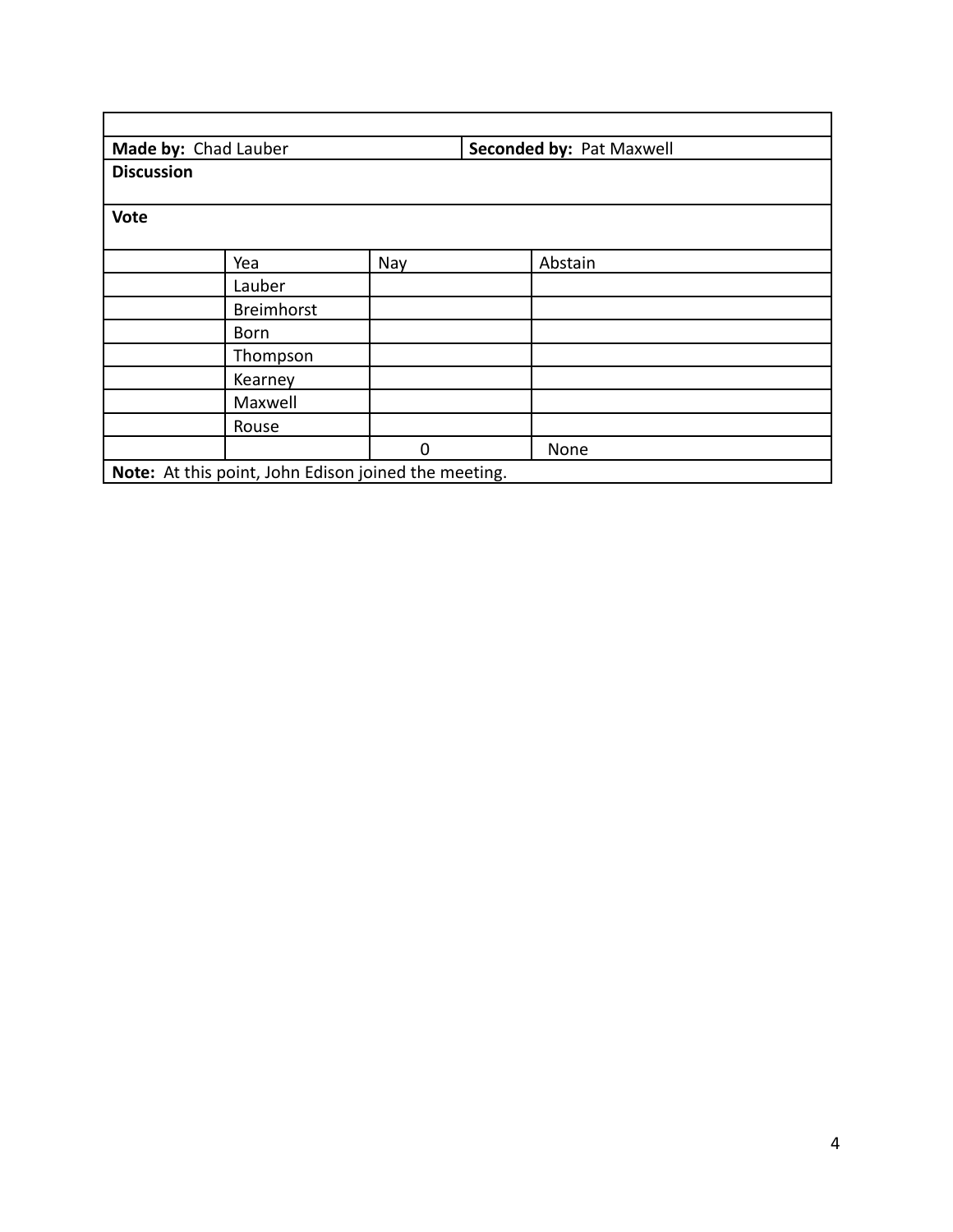| | | | |
|---|---|---|---|
| **Made by:** Chad Lauber | | **Seconded by:** Pat Maxwell | |
| **Discussion** | | | |
| **Vote** | | | |
| | Yea | Nay | Abstain |
| | Lauber | | |
| | Breimhorst | | |
| | Born | | |
| | Thompson | | |
| | Kearney | | |
| | Maxwell | | |
| | Rouse | | |
| | | 0 | None |
| **Note:** At this point, John Edison joined the meeting. | | | |